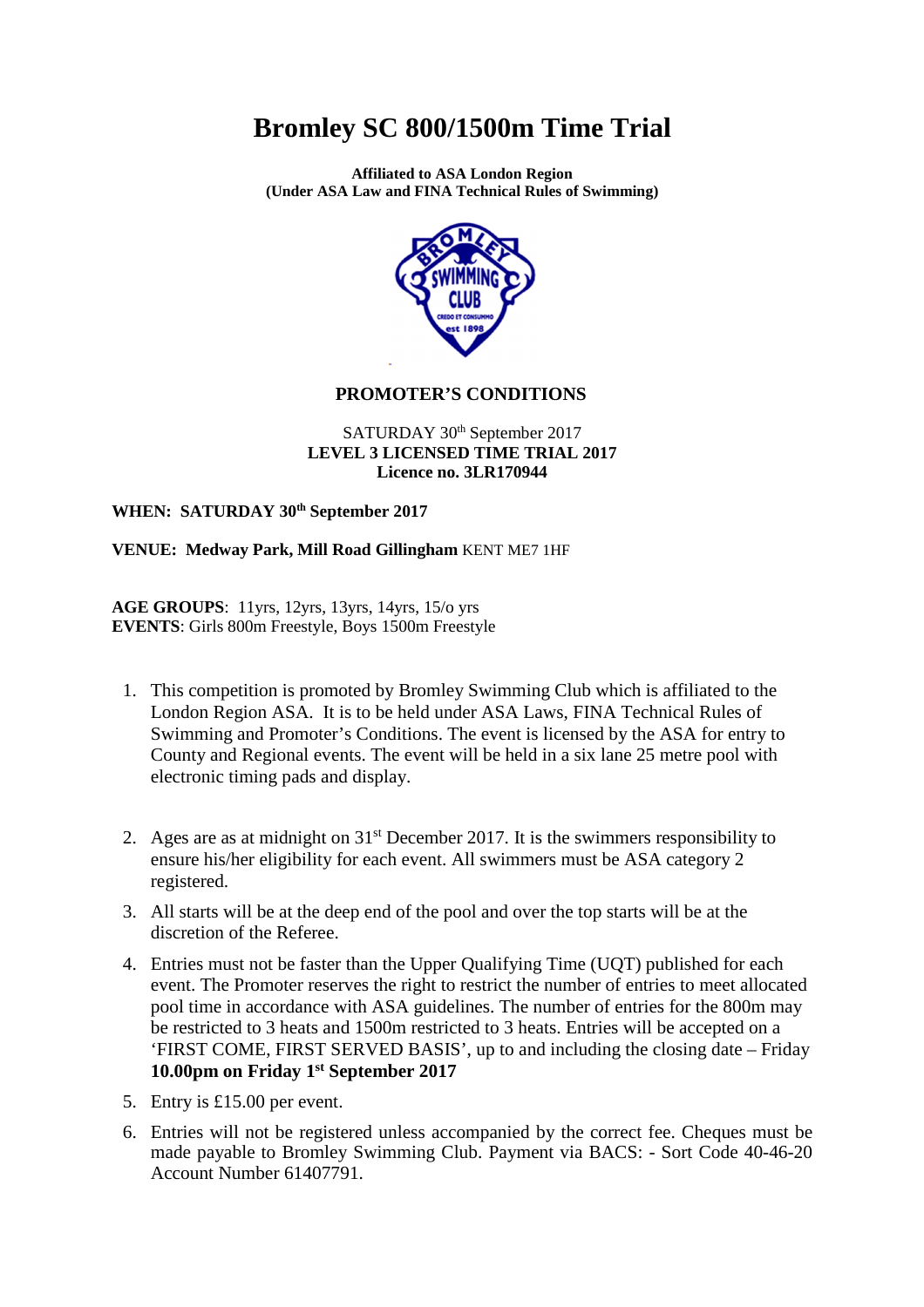# Bromley SC 800/1500m Time Trial

**Affiliated to ASA London Region**
**(Under ASA Law and FINA Technical Rules of Swimming)**

## PROMOTER'S CONDITIONS

SATURDAY 30th September 2017
**LEVEL 3 LICENSED TIME TRIAL 2017**
**Licence no. 3LR170944**

**WHEN: SATURDAY 30th September 2017**

**VENUE: Medway Park, Mill Road Gillingham** KENT ME7 1HF

**AGE GROUPS**: 11yrs, 12yrs, 13yrs, 14yrs, 15/o yrs
**EVENTS**: Girls 800m Freestyle, Boys 1500m Freestyle

1. This competition is promoted by Bromley Swimming Club which is affiliated to the London Region ASA. It is to be held under ASA Laws, FINA Technical Rules of Swimming and Promoter's Conditions. The event is licensed by the ASA for entry to County and Regional events. The event will be held in a six lane 25 metre pool with electronic timing pads and display.
2. Ages are as at midnight on 31st December 2017. It is the swimmers responsibility to ensure his/her eligibility for each event. All swimmers must be ASA category 2 registered.
3. All starts will be at the deep end of the pool and over the top starts will be at the discretion of the Referee.
4. Entries must not be faster than the Upper Qualifying Time (UQT) published for each event. The Promoter reserves the right to restrict the number of entries to meet allocated pool time in accordance with ASA guidelines. The number of entries for the 800m may be restricted to 3 heats and 1500m restricted to 3 heats. Entries will be accepted on a 'FIRST COME, FIRST SERVED BASIS', up to and including the closing date – Friday **10.00pm on Friday 1st September 2017**
5. Entry is £15.00 per event.
6. Entries will not be registered unless accompanied by the correct fee. Cheques must be made payable to Bromley Swimming Club. Payment via BACS: - Sort Code 40-46-20 Account Number 61407791.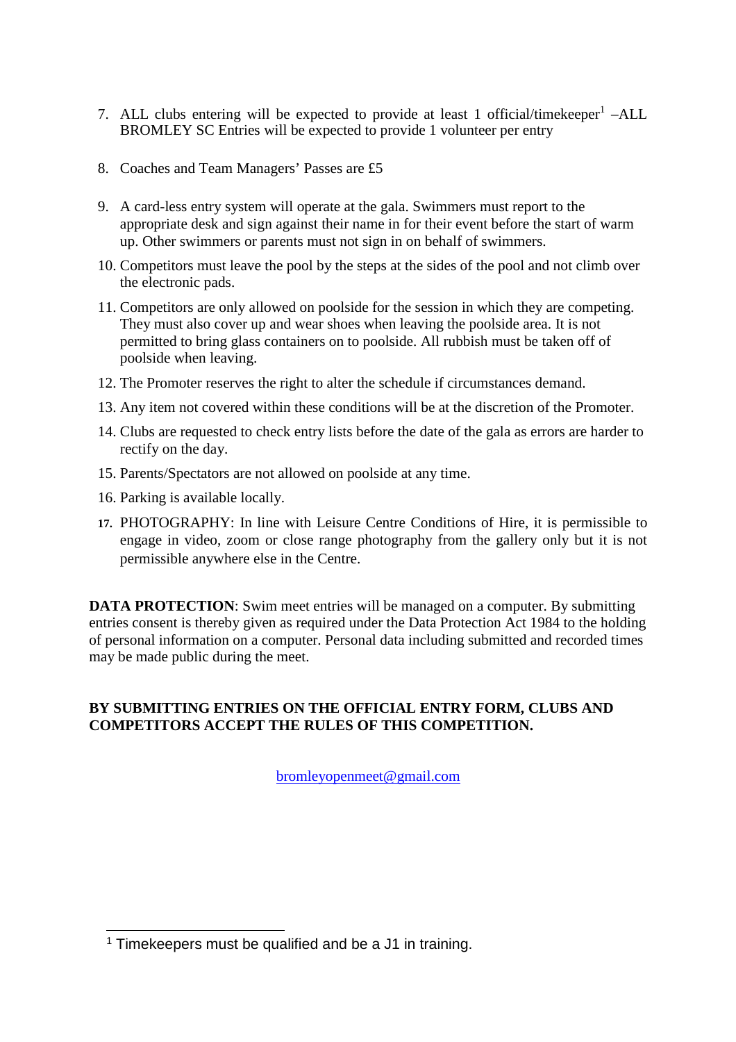7. ALL clubs entering will be expected to provide at least 1 official/timekeeper[1] –ALL BROMLEY SC Entries will be expected to provide 1 volunteer per entry

8. Coaches and Team Managers' Passes are £5

9. A card-less entry system will operate at the gala. Swimmers must report to the appropriate desk and sign against their name in for their event before the start of warm up. Other swimmers or parents must not sign in on behalf of swimmers.

10. Competitors must leave the pool by the steps at the sides of the pool and not climb over the electronic pads.

11. Competitors are only allowed on poolside for the session in which they are competing. They must also cover up and wear shoes when leaving the poolside area. It is not permitted to bring glass containers on to poolside. All rubbish must be taken off of poolside when leaving.

12. The Promoter reserves the right to alter the schedule if circumstances demand.

13. Any item not covered within these conditions will be at the discretion of the Promoter.

14. Clubs are requested to check entry lists before the date of the gala as errors are harder to rectify on the day.

15. Parents/Spectators are not allowed on poolside at any time.

16. Parking is available locally.

17. PHOTOGRAPHY: In line with Leisure Centre Conditions of Hire, it is permissible to engage in video, zoom or close range photography from the gallery only but it is not permissible anywhere else in the Centre.

**DATA PROTECTION**: Swim meet entries will be managed on a computer. By submitting entries consent is thereby given as required under the Data Protection Act 1984 to the holding of personal information on a computer. Personal data including submitted and recorded times may be made public during the meet.

**BY SUBMITTING ENTRIES ON THE OFFICIAL ENTRY FORM, CLUBS AND COMPETITORS ACCEPT THE RULES OF THIS COMPETITION.**

bromleyopenmeet@gmail.com

[1] Timekeepers must be qualified and be a J1 in training.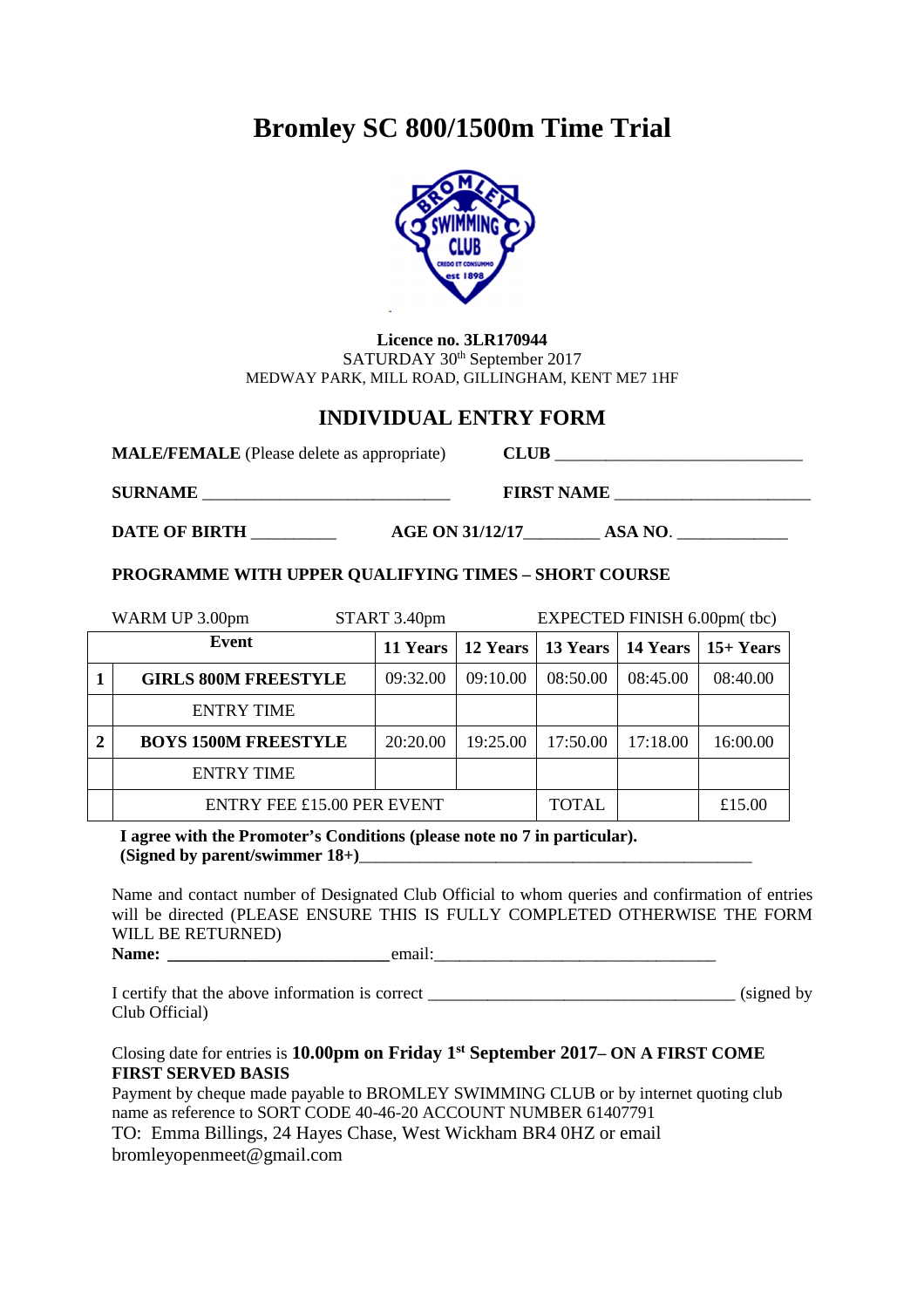# Bromley SC 800/1500m Time Trial

**Licence no. 3LR170944**
SATURDAY 30th September 2017
MEDWAY PARK, MILL ROAD, GILLINGHAM, KENT ME7 1HF

## INDIVIDUAL ENTRY FORM

**MALE/FEMALE** (Please delete as appropriate) **CLUB** ______________________________

**SURNAME** ______________________________ **FIRST NAME** ________________________

**DATE OF BIRTH** __________ **AGE ON 31/12/17**_________ **ASA NO**. _____________

**PROGRAMME WITH UPPER QUALIFYING TIMES – SHORT COURSE**

WARM UP 3.00pm START 3.40pm EXPECTED FINISH 6.00pm( tbc)

| | Event | 11 Years | 12 Years | 13 Years | 14 Years | 15+ Years |
|---|---|---|---|---|---|---|
| **1** | **GIRLS 800M FREESTYLE** | 09:32.00 | 09:10.00 | 08:50.00 | 08:45.00 | 08:40.00 |
| | ENTRY TIME | | | | | |
| **2** | **BOYS 1500M FREESTYLE** | 20:20.00 | 19:25.00 | 17:50.00 | 17:18.00 | 16:00.00 |
| | ENTRY TIME | | | | | |
| | ENTRY FEE £15.00 PER EVENT | | | TOTAL | | £15.00 |

**I agree with the Promoter's Conditions (please note no 7 in particular).**
**(Signed by parent/swimmer 18+)**_________________________________________________

Name and contact number of Designated Club Official to whom queries and confirmation of entries will be directed (PLEASE ENSURE THIS IS FULLY COMPLETED OTHERWISE THE FORM WILL BE RETURNED)

**Name: ___________________________**email:__________________________________

I certify that the above information is correct ____________________________________ (signed by Club Official)

Closing date for entries is **10.00pm on Friday 1st September 2017– ON A FIRST COME FIRST SERVED BASIS**

Payment by cheque made payable to BROMLEY SWIMMING CLUB or by internet quoting club name as reference to SORT CODE 40-46-20 ACCOUNT NUMBER 61407791

TO: Emma Billings, 24 Hayes Chase, West Wickham BR4 0HZ or email bromleyopenmeet@gmail.com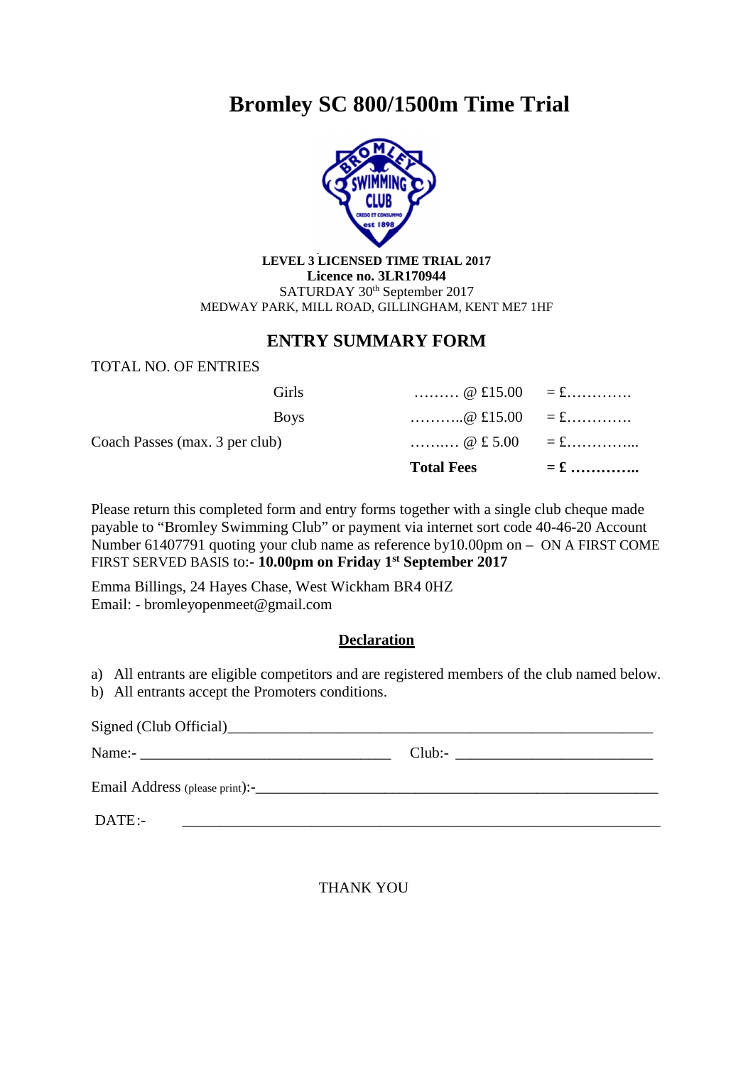# Bromley SC 800/1500m Time Trial

**LEVEL 3 LICENSED TIME TRIAL 2017**
**Licence no. 3LR170944**
SATURDAY 30th September 2017
MEDWAY PARK, MILL ROAD, GILLINGHAM, KENT ME7 1HF

## ENTRY SUMMARY FORM

TOTAL NO. OF ENTRIES

| | | |
|---|---|---|
| Girls | ……… @ £15.00 | = £…………. |
| Boys | ………..@ £15.00 | = £…………. |
| Coach Passes (max. 3 per club) | ………. @ £ 5.00 | = £…………... |
| | **Total Fees** | **= £ …………..** |

Please return this completed form and entry forms together with a single club cheque made payable to "Bromley Swimming Club" or payment via internet sort code 40-46-20 Account Number 61407791 quoting your club name as reference by10.00pm on – ON A FIRST COME FIRST SERVED BASIS to:- **10.00pm on Friday 1st September 2017**

Emma Billings, 24 Hayes Chase, West Wickham BR4 0HZ
Email: - bromleyopenmeet@gmail.com

**Declaration**

a) All entrants are eligible competitors and are registered members of the club named below.
b) All entrants accept the Promoters conditions.

Signed (Club Official)________________________________________________________

Name:- _________________________________ Club:- __________________________

Email Address (please print):-_____________________________________________________

DATE:- _______________________________________________________________

THANK YOU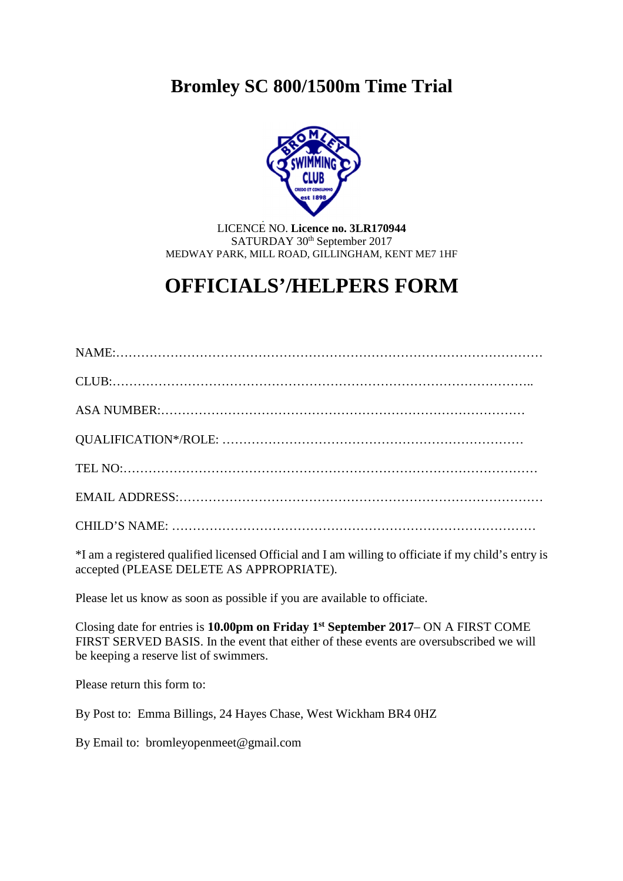# Bromley SC 800/1500m Time Trial

LICENCE NO. **Licence no. 3LR170944**
SATURDAY 30th September 2017
MEDWAY PARK, MILL ROAD, GILLINGHAM, KENT ME7 1HF

# OFFICIALS'/HELPERS FORM

NAME:……………………………………………………………………………………………

CLUB:…………………………………………………………………………………………..

ASA NUMBER:…………………………………………………………………………

QUALIFICATION*/ROLE: ……………………………………………………………

TEL NO:………………………………………………………………………………………

EMAIL ADDRESS:…………………………………………………………………………

CHILD'S NAME: …………………………………………………………………………

*I am a registered qualified licensed Official and I am willing to officiate if my child's entry is accepted (PLEASE DELETE AS APPROPRIATE).

Please let us know as soon as possible if you are available to officiate.

Closing date for entries is **10.00pm on Friday 1st September 2017**– ON A FIRST COME FIRST SERVED BASIS. In the event that either of these events are oversubscribed we will be keeping a reserve list of swimmers.

Please return this form to:

By Post to: Emma Billings, 24 Hayes Chase, West Wickham BR4 0HZ

By Email to: bromleyopenmeet@gmail.com